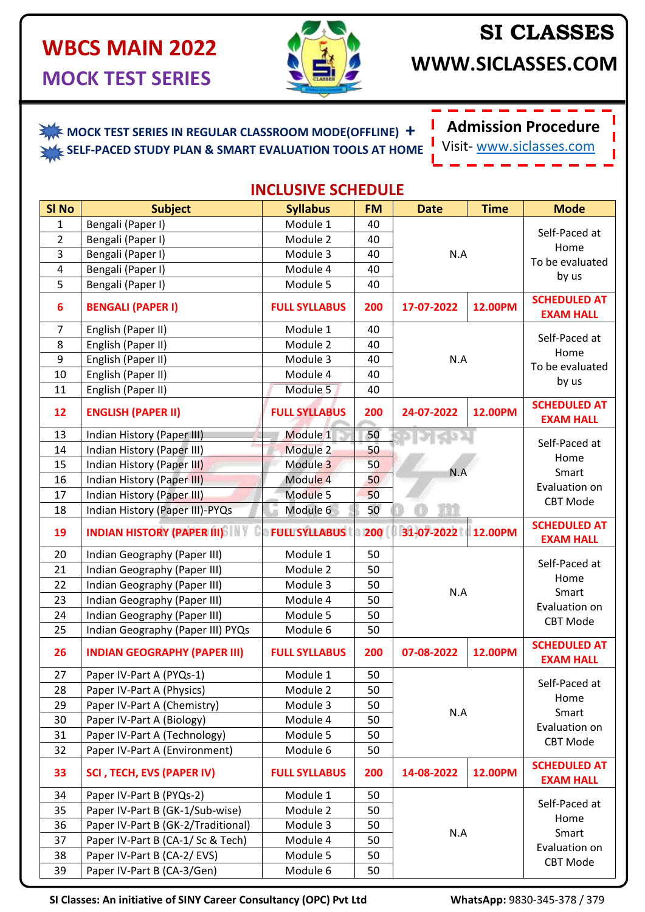# WBCS MAIN 2022

## MOCK TEST SERIES

# SI CLASSES

## WWW.SICLASSES.COM

**MOCK TEST SERIES IN REGULAR CLASSROOM MODE(OFFLINE) +**
**SELF-PACED STUDY PLAN & SMART EVALUATION TOOLS AT HOME**

**Admission Procedure**
Visit- www.siclasses.com

## INCLUSIVE SCHEDULE

| Sl No | Subject | Syllabus | FM | Date | Time | Mode |
|---|---|---|---|---|---|---|
| 1 | Bengali (Paper I) | Module 1 | 40 | N.A | | Self-Paced at Home To be evaluated by us |
| 2 | Bengali (Paper I) | Module 2 | 40 | | | |
| 3 | Bengali (Paper I) | Module 3 | 40 | | | |
| 4 | Bengali (Paper I) | Module 4 | 40 | | | |
| 5 | Bengali (Paper I) | Module 5 | 40 | | | |
| **6** | **BENGALI (PAPER I)** | **FULL SYLLABUS** | **200** | **17-07-2022** | **12.00PM** | **SCHEDULED AT EXAM HALL** |
| 7 | English (Paper II) | Module 1 | 40 | N.A | | Self-Paced at Home To be evaluated by us |
| 8 | English (Paper II) | Module 2 | 40 | | | |
| 9 | English (Paper II) | Module 3 | 40 | | | |
| 10 | English (Paper II) | Module 4 | 40 | | | |
| 11 | English (Paper II) | Module 5 | 40 | | | |
| **12** | **ENGLISH (PAPER II)** | **FULL SYLLABUS** | **200** | **24-07-2022** | **12.00PM** | **SCHEDULED AT EXAM HALL** |
| 13 | Indian History (Paper III) | Module 1 | 50 | N.A | | Self-Paced at Home Smart Evaluation on CBT Mode |
| 14 | Indian History (Paper III) | Module 2 | 50 | | | |
| 15 | Indian History (Paper III) | Module 3 | 50 | | | |
| 16 | Indian History (Paper III) | Module 4 | 50 | | | |
| 17 | Indian History (Paper III) | Module 5 | 50 | | | |
| 18 | Indian History (Paper III)-PYQs | Module 6 | 50 | | | |
| **19** | **INDIAN HISTORY (PAPER III)** | **FULL SYLLABUS** | **200** | **31-07-2022** | **12.00PM** | **SCHEDULED AT EXAM HALL** |
| 20 | Indian Geography (Paper III) | Module 1 | 50 | N.A | | Self-Paced at Home Smart Evaluation on CBT Mode |
| 21 | Indian Geography (Paper III) | Module 2 | 50 | | | |
| 22 | Indian Geography (Paper III) | Module 3 | 50 | | | |
| 23 | Indian Geography (Paper III) | Module 4 | 50 | | | |
| 24 | Indian Geography (Paper III) | Module 5 | 50 | | | |
| 25 | Indian Geography (Paper III) PYQs | Module 6 | 50 | | | |
| **26** | **INDIAN GEOGRAPHY (PAPER III)** | **FULL SYLLABUS** | **200** | **07-08-2022** | **12.00PM** | **SCHEDULED AT EXAM HALL** |
| 27 | Paper IV-Part A (PYQs-1) | Module 1 | 50 | N.A | | Self-Paced at Home Smart Evaluation on CBT Mode |
| 28 | Paper IV-Part A (Physics) | Module 2 | 50 | | | |
| 29 | Paper IV-Part A (Chemistry) | Module 3 | 50 | | | |
| 30 | Paper IV-Part A (Biology) | Module 4 | 50 | | | |
| 31 | Paper IV-Part A (Technology) | Module 5 | 50 | | | |
| 32 | Paper IV-Part A (Environment) | Module 6 | 50 | | | |
| **33** | **SCI , TECH, EVS (PAPER IV)** | **FULL SYLLABUS** | **200** | **14-08-2022** | **12.00PM** | **SCHEDULED AT EXAM HALL** |
| 34 | Paper IV-Part B (PYQs-2) | Module 1 | 50 | N.A | | Self-Paced at Home Smart Evaluation on CBT Mode |
| 35 | Paper IV-Part B (GK-1/Sub-wise) | Module 2 | 50 | | | |
| 36 | Paper IV-Part B (GK-2/Traditional) | Module 3 | 50 | | | |
| 37 | Paper IV-Part B (CA-1/ Sc & Tech) | Module 4 | 50 | | | |
| 38 | Paper IV-Part B (CA-2/ EVS) | Module 5 | 50 | | | |
| 39 | Paper IV-Part B (CA-3/Gen) | Module 6 | 50 | | | |

**SI Classes: An initiative of SINY Career Consultancy (OPC) Pvt Ltd** **WhatsApp:** 9830-345-378 / 379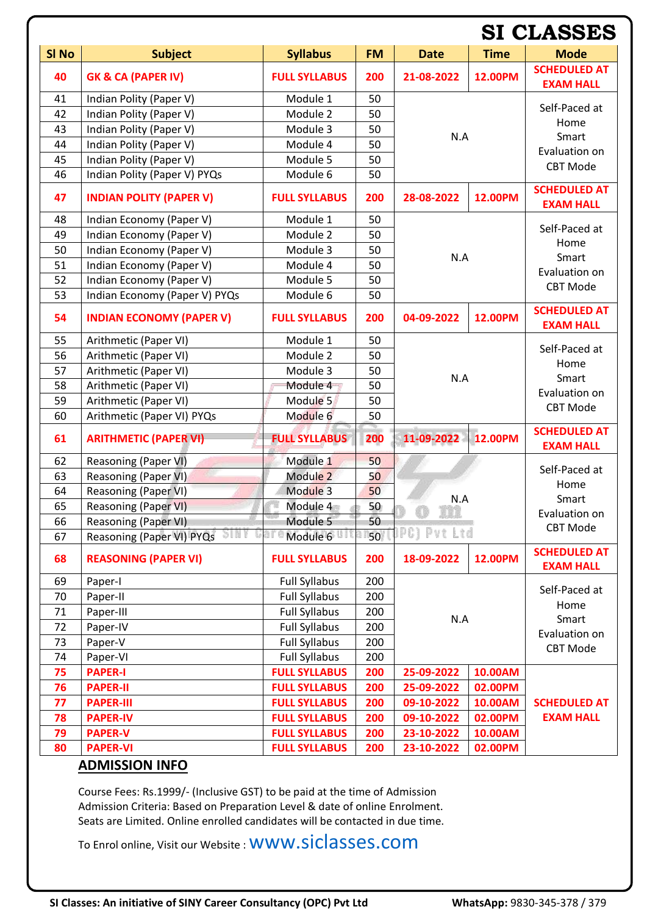# SI CLASSES

| Sl No | Subject | Syllabus | FM | Date | Time | Mode |
|---|---|---|---|---|---|---|
| **40** | **GK & CA (PAPER IV)** | **FULL SYLLABUS** | **200** | **21-08-2022** | **12.00PM** | **SCHEDULED AT EXAM HALL** |
| 41 | Indian Polity (Paper V) | Module 1 | 50 | N.A | | Self-Paced at Home Smart Evaluation on CBT Mode |
| 42 | Indian Polity (Paper V) | Module 2 | 50 | | | |
| 43 | Indian Polity (Paper V) | Module 3 | 50 | | | |
| 44 | Indian Polity (Paper V) | Module 4 | 50 | | | |
| 45 | Indian Polity (Paper V) | Module 5 | 50 | | | |
| 46 | Indian Polity (Paper V) PYQs | Module 6 | 50 | | | |
| **47** | **INDIAN POLITY (PAPER V)** | **FULL SYLLABUS** | **200** | **28-08-2022** | **12.00PM** | **SCHEDULED AT EXAM HALL** |
| 48 | Indian Economy (Paper V) | Module 1 | 50 | N.A | | Self-Paced at Home Smart Evaluation on CBT Mode |
| 49 | Indian Economy (Paper V) | Module 2 | 50 | | | |
| 50 | Indian Economy (Paper V) | Module 3 | 50 | | | |
| 51 | Indian Economy (Paper V) | Module 4 | 50 | | | |
| 52 | Indian Economy (Paper V) | Module 5 | 50 | | | |
| 53 | Indian Economy (Paper V) PYQs | Module 6 | 50 | | | |
| **54** | **INDIAN ECONOMY (PAPER V)** | **FULL SYLLABUS** | **200** | **04-09-2022** | **12.00PM** | **SCHEDULED AT EXAM HALL** |
| 55 | Arithmetic (Paper VI) | Module 1 | 50 | N.A | | Self-Paced at Home Smart Evaluation on CBT Mode |
| 56 | Arithmetic (Paper VI) | Module 2 | 50 | | | |
| 57 | Arithmetic (Paper VI) | Module 3 | 50 | | | |
| 58 | Arithmetic (Paper VI) | Module 4 | 50 | | | |
| 59 | Arithmetic (Paper VI) | Module 5 | 50 | | | |
| 60 | Arithmetic (Paper VI) PYQs | Module 6 | 50 | | | |
| **61** | **ARITHMETIC (PAPER VI)** | **FULL SYLLABUS** | **200** | **11-09-2022** | **12.00PM** | **SCHEDULED AT EXAM HALL** |
| 62 | Reasoning (Paper VI) | Module 1 | 50 | N.A | | Self-Paced at Home Smart Evaluation on CBT Mode |
| 63 | Reasoning (Paper VI) | Module 2 | 50 | | | |
| 64 | Reasoning (Paper VI) | Module 3 | 50 | | | |
| 65 | Reasoning (Paper VI) | Module 4 | 50 | | | |
| 66 | Reasoning (Paper VI) | Module 5 | 50 | | | |
| 67 | Reasoning (Paper VI) PYQs | Module 6 | 50 | | | |
| **68** | **REASONING (PAPER VI)** | **FULL SYLLABUS** | **200** | **18-09-2022** | **12.00PM** | **SCHEDULED AT EXAM HALL** |
| 69 | Paper-I | Full Syllabus | 200 | N.A | | Self-Paced at Home Smart Evaluation on CBT Mode |
| 70 | Paper-II | Full Syllabus | 200 | | | |
| 71 | Paper-III | Full Syllabus | 200 | | | |
| 72 | Paper-IV | Full Syllabus | 200 | | | |
| 73 | Paper-V | Full Syllabus | 200 | | | |
| 74 | Paper-VI | Full Syllabus | 200 | | | |
| **75** | **PAPER-I** | **FULL SYLLABUS** | **200** | **25-09-2022** | **10.00AM** | **SCHEDULED AT EXAM HALL** |
| **76** | **PAPER-II** | **FULL SYLLABUS** | **200** | **25-09-2022** | **02.00PM** | |
| **77** | **PAPER-III** | **FULL SYLLABUS** | **200** | **09-10-2022** | **10.00AM** | |
| **78** | **PAPER-IV** | **FULL SYLLABUS** | **200** | **09-10-2022** | **02.00PM** | |
| **79** | **PAPER-V** | **FULL SYLLABUS** | **200** | **23-10-2022** | **10.00AM** | |
| **80** | **PAPER-VI** | **FULL SYLLABUS** | **200** | **23-10-2022** | **02.00PM** | |

## ADMISSION INFO

Course Fees: Rs.1999/- (Inclusive GST) to be paid at the time of Admission
Admission Criteria: Based on Preparation Level & date of online Enrolment.
Seats are Limited. Online enrolled candidates will be contacted in due time.

To Enrol online, Visit our Website : www.siclasses.com

**SI Classes: An initiative of SINY Career Consultancy (OPC) Pvt Ltd** **WhatsApp:** 9830-345-378 / 379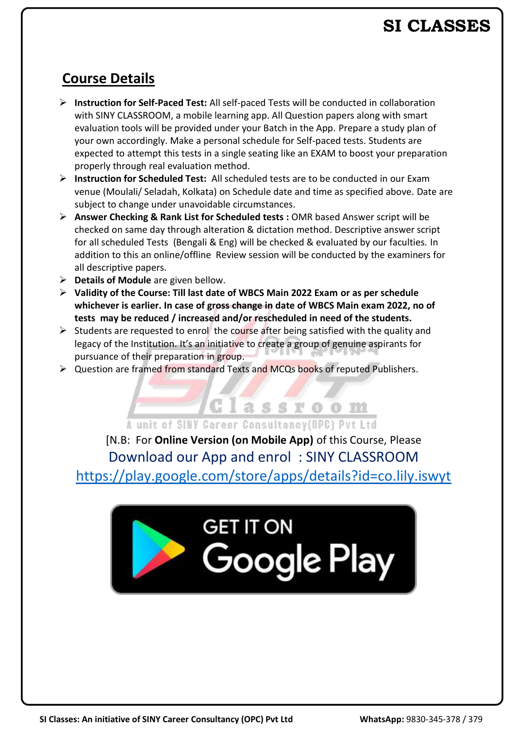## Course Details

- **Instruction for Self-Paced Test:** All self-paced Tests will be conducted in collaboration with SINY CLASSROOM, a mobile learning app. All Question papers along with smart evaluation tools will be provided under your Batch in the App. Prepare a study plan of your own accordingly. Make a personal schedule for Self-paced tests. Students are expected to attempt this tests in a single seating like an EXAM to boost your preparation properly through real evaluation method.
- **Instruction for Scheduled Test:** All scheduled tests are to be conducted in our Exam venue (Moulali/ Seladah, Kolkata) on Schedule date and time as specified above. Date are subject to change under unavoidable circumstances.
- **Answer Checking & Rank List for Scheduled tests :** OMR based Answer script will be checked on same day through alteration & dictation method. Descriptive answer script for all scheduled Tests (Bengali & Eng) will be checked & evaluated by our faculties. In addition to this an online/offline Review session will be conducted by the examiners for all descriptive papers.
- **Details of Module** are given bellow.
- **Validity of the Course: Till last date of WBCS Main 2022 Exam or as per schedule whichever is earlier. In case of gross change in date of WBCS Main exam 2022, no of tests may be reduced / increased and/or rescheduled in need of the students.**
- Students are requested to enrol the course after being satisfied with the quality and legacy of the Institution. It's an initiative to create a group of genuine aspirants for pursuance of their preparation in group.
- Question are framed from standard Texts and MCQs books of reputed Publishers.

[N.B: For **Online Version (on Mobile App)** of this Course, Please Download our App and enrol : SINY CLASSROOM
https://play.google.com/store/apps/details?id=co.lily.iswyt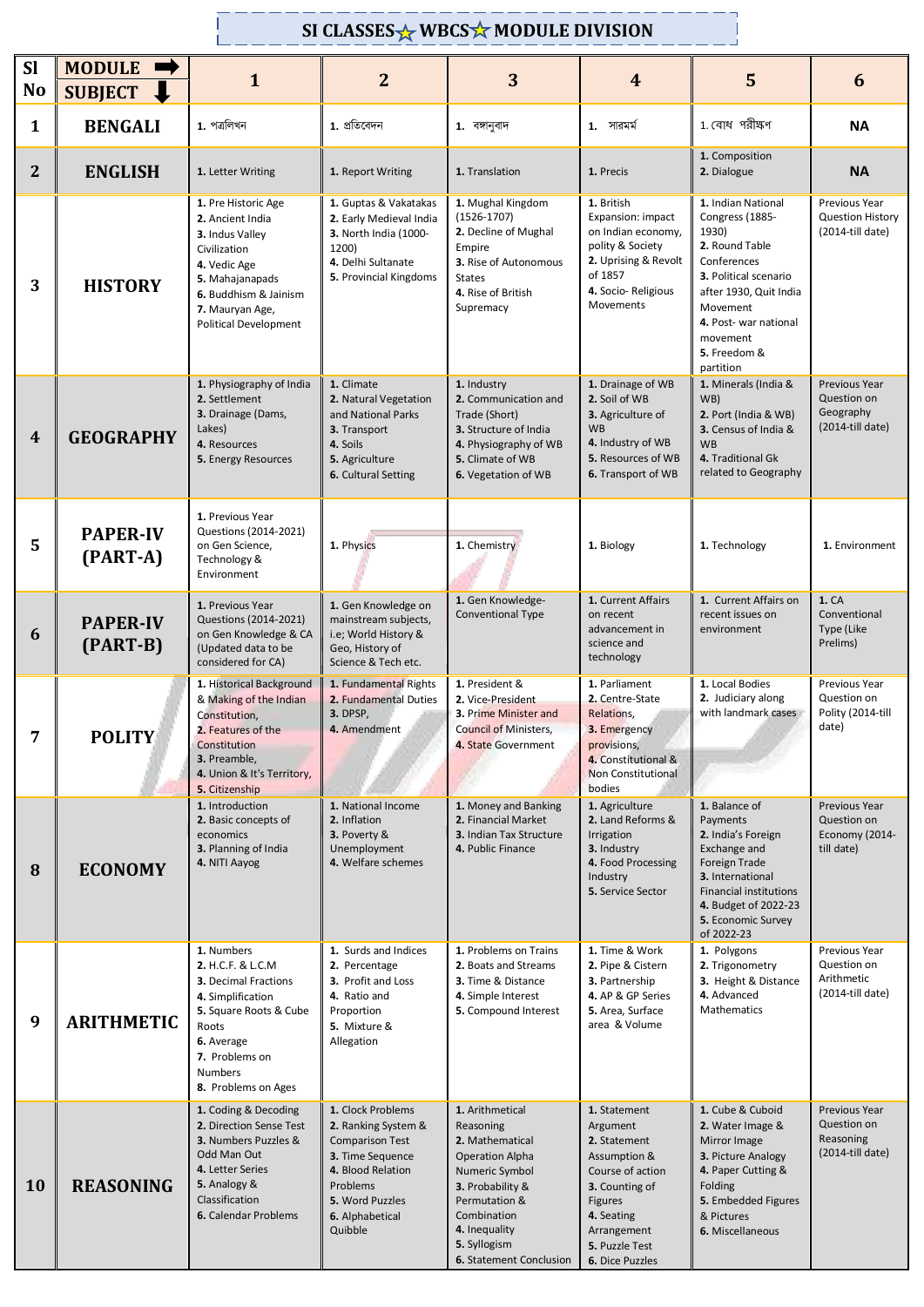# SI CLASSES ★ WBCS ★ MODULE DIVISION

| Sl No | MODULE ➡ / SUBJECT ⬇ | 1 | 2 | 3 | 4 | 5 | 6 |
|---|---|---|---|---|---|---|---|
| 1 | BENGALI | 1. পত্রলিখন | 1. প্রতিবেদন | 1. বঙ্গানুবাদ | 1. সারমর্ম | 1. বোধ পরীক্ষণ | NA |
| 2 | ENGLISH | 1. Letter Writing | 1. Report Writing | 1. Translation | 1. Precis | 1. Composition 2. Dialogue | NA |
| 3 | HISTORY | 1. Pre Historic Age 2. Ancient India 3. Indus Valley Civilization 4. Vedic Age 5. Mahajanapads 6. Buddhism & Jainism 7. Mauryan Age, Political Development | 1. Guptas & Vakatakas 2. Early Medieval India 3. North India (1000-1200) 4. Delhi Sultanate 5. Provincial Kingdoms | 1. Mughal Kingdom (1526-1707) 2. Decline of Mughal Empire 3. Rise of Autonomous States 4. Rise of British Supremacy | 1. British Expansion: impact on Indian economy, polity & Society 2. Uprising & Revolt of 1857 4. Socio- Religious Movements | 1. Indian National Congress (1885-1930) 2. Round Table Conferences 3. Political scenario after 1930, Quit India Movement 4. Post- war national movement 5. Freedom & partition | Previous Year Question History (2014-till date) |
| 4 | GEOGRAPHY | 1. Physiography of India 2. Settlement 3. Drainage (Dams, Lakes) 4. Resources 5. Energy Resources | 1. Climate 2. Natural Vegetation and National Parks 3. Transport 4. Soils 5. Agriculture 6. Cultural Setting | 1. Industry 2. Communication and Trade (Short) 3. Structure of India 4. Physiography of WB 5. Climate of WB 6. Vegetation of WB | 1. Drainage of WB 2. Soil of WB 3. Agriculture of WB 4. Industry of WB 5. Resources of WB 6. Transport of WB | 1. Minerals (India & WB) 2. Port (India & WB) 3. Census of India & WB 4. Traditional Gk related to Geography | Previous Year Question on Geography (2014-till date) |
| 5 | PAPER-IV (PART-A) | 1. Previous Year Questions (2014-2021) on Gen Science, Technology & Environment | 1. Physics | 1. Chemistry | 1. Biology | 1. Technology | 1. Environment |
| 6 | PAPER-IV (PART-B) | 1. Previous Year Questions (2014-2021) on Gen Knowledge & CA (Updated data to be considered for CA) | 1. Gen Knowledge on mainstream subjects, i.e; World History & Geo, History of Science & Tech etc. | 1. Gen Knowledge-Conventional Type | 1. Current Affairs on recent advancement in science and technology | 1. Current Affairs on recent issues on environment | 1. CA Conventional Type (Like Prelims) |
| 7 | POLITY | 1. Historical Background & Making of the Indian Constitution, 2. Features of the Constitution 3. Preamble, 4. Union & It's Territory, 5. Citizenship | 1. Fundamental Rights 2. Fundamental Duties 3. DPSP, 4. Amendment | 1. President & 2. Vice-President 3. Prime Minister and Council of Ministers, 4. State Government | 1. Parliament 2. Centre-State Relations, 3. Emergency provisions, 4. Constitutional & Non Constitutional bodies | 1. Local Bodies 2. Judiciary along with landmark cases | Previous Year Question on Polity (2014-till date) |
| 8 | ECONOMY | 1. Introduction 2. Basic concepts of economics 3. Planning of India 4. NITI Aayog | 1. National Income 2. Inflation 3. Poverty & Unemployment 4. Welfare schemes | 1. Money and Banking 2. Financial Market 3. Indian Tax Structure 4. Public Finance | 1. Agriculture 2. Land Reforms & Irrigation 3. Industry 4. Food Processing Industry 5. Service Sector | 1. Balance of Payments 2. India's Foreign Exchange and Foreign Trade 3. International Financial institutions 4. Budget of 2022-23 5. Economic Survey of 2022-23 | Previous Year Question on Economy (2014-till date) |
| 9 | ARITHMETIC | 1. Numbers 2. H.C.F. & L.C.M 3. Decimal Fractions 4. Simplification 5. Square Roots & Cube Roots 6. Average 7. Problems on Numbers 8. Problems on Ages | 1. Surds and Indices 2. Percentage 3. Profit and Loss 4. Ratio and Proportion 5. Mixture & Allegation | 1. Problems on Trains 2. Boats and Streams 3. Time & Distance 4. Simple Interest 5. Compound Interest | 1. Time & Work 2. Pipe & Cistern 3. Partnership 4. AP & GP Series 5. Area, Surface area & Volume | 1. Polygons 2. Trigonometry 3. Height & Distance 4. Advanced Mathematics | Previous Year Question on Arithmetic (2014-till date) |
| 10 | REASONING | 1. Coding & Decoding 2. Direction Sense Test 3. Numbers Puzzles & Odd Man Out 4. Letter Series 5. Analogy & Classification 6. Calendar Problems | 1. Clock Problems 2. Ranking System & Comparison Test 3. Time Sequence 4. Blood Relation Problems 5. Word Puzzles 6. Alphabetical Quibble | 1. Arithmetical Reasoning 2. Mathematical Operation Alpha Numeric Symbol 3. Probability & Permutation & Combination 4. Inequality 5. Syllogism 6. Statement Conclusion | 1. Statement Argument 2. Statement Assumption & Course of action 3. Counting of Figures 4. Seating Arrangement 5. Puzzle Test 6. Dice Puzzles | 1. Cube & Cuboid 2. Water Image & Mirror Image 3. Picture Analogy 4. Paper Cutting & Folding 5. Embedded Figures & Pictures 6. Miscellaneous | Previous Year Question on Reasoning (2014-till date) |